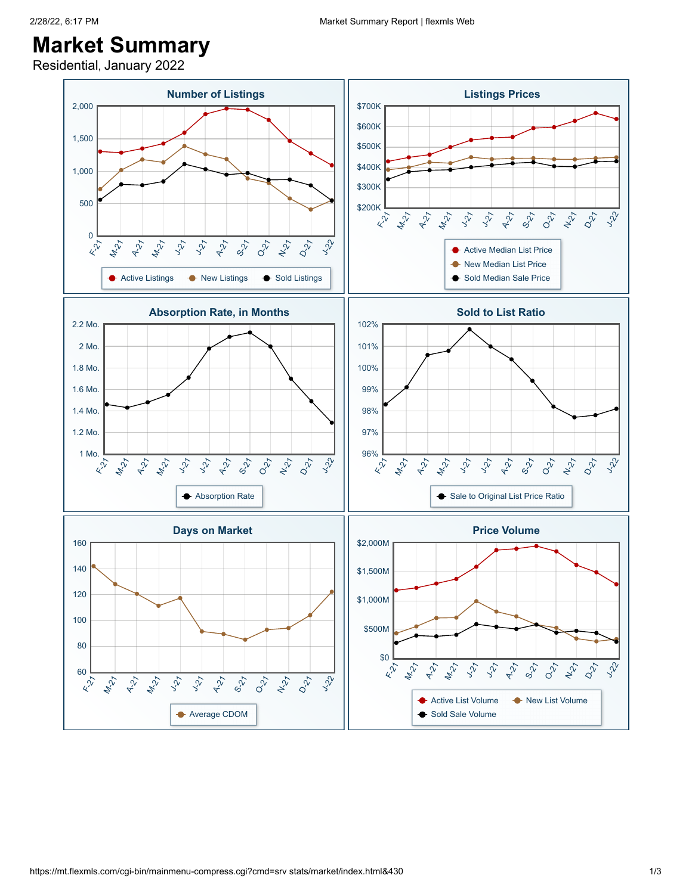# Market Summary

Residential, January 2022

## Number of Listings

2,000
1,500
1,000
500
0

F-21 M-21 A-21 M-21 J-21 J-21 A-21 S-21 O-21 N-21 D-21 J-22

Active Listings | New Listings | Sold Listings

## Listings Prices

$700K
$600K
$500K
$400K
$300K
$200K

F-21 M-21 A-21 M-21 J-21 J-21 A-21 S-21 O-21 N-21 D-21 J-22

Active Median List Price
New Median List Price
Sold Median Sale Price

## Absorption Rate, in Months

2.2 Mo.
2 Mo.
1.8 Mo.
1.6 Mo.
1.4 Mo.
1.2 Mo.
1 Mo.

F-21 M-21 A-21 M-21 J-21 J-21 A-21 S-21 O-21 N-21 D-21 J-22

Absorption Rate

## Sold to List Ratio

102%
101%
100%
99%
98%
97%
96%

F-21 M-21 A-21 M-21 J-21 J-21 A-21 S-21 O-21 N-21 D-21 J-22

Sale to Original List Price Ratio

## Days on Market

160
140
120
100
80
60

F-21 M-21 A-21 M-21 J-21 J-21 A-21 S-21 O-21 N-21 D-21 J-22

Average CDOM

## Price Volume

$2,000M
$1,500M
$1,000M
$500M
$0

F-21 M-21 A-21 M-21 J-21 J-21 A-21 S-21 O-21 N-21 D-21 J-22

Active List Volume | New List Volume
Sold Sale Volume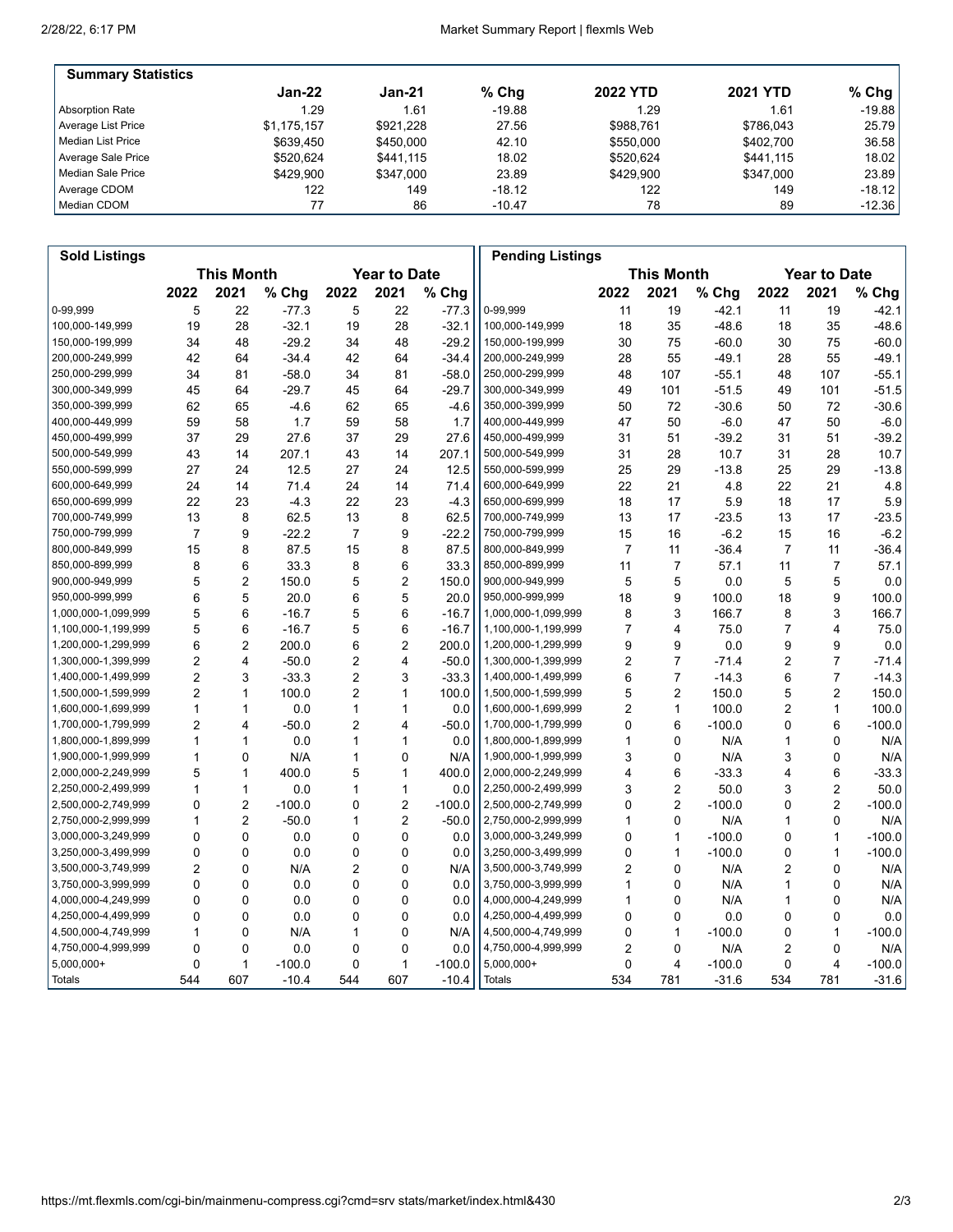## Summary Statistics

| | Jan-22 | Jan-21 | % Chg | 2022 YTD | 2021 YTD | % Chg |
|---|---|---|---|---|---|---|
| Absorption Rate | 1.29 | 1.61 | -19.88 | 1.29 | 1.61 | -19.88 |
| Average List Price | $1,175,157 | $921,228 | 27.56 | $988,761 | $786,043 | 25.79 |
| Median List Price | $639,450 | $450,000 | 42.10 | $550,000 | $402,700 | 36.58 |
| Average Sale Price | $520,624 | $441,115 | 18.02 | $520,624 | $441,115 | 18.02 |
| Median Sale Price | $429,900 | $347,000 | 23.89 | $429,900 | $347,000 | 23.89 |
| Average CDOM | 122 | 149 | -18.12 | 122 | 149 | -18.12 |
| Median CDOM | 77 | 86 | -10.47 | 78 | 89 | -12.36 |

## Sold Listings

| | This Month | | | Year to Date | | |
|---|---|---|---|---|---|---|
| | 2022 | 2021 | % Chg | 2022 | 2021 | % Chg |
| 0-99,999 | 5 | 22 | -77.3 | 5 | 22 | -77.3 |
| 100,000-149,999 | 19 | 28 | -32.1 | 19 | 28 | -32.1 |
| 150,000-199,999 | 34 | 48 | -29.2 | 34 | 48 | -29.2 |
| 200,000-249,999 | 42 | 64 | -34.4 | 42 | 64 | -34.4 |
| 250,000-299,999 | 34 | 81 | -58.0 | 34 | 81 | -58.0 |
| 300,000-349,999 | 45 | 64 | -29.7 | 45 | 64 | -29.7 |
| 350,000-399,999 | 62 | 65 | -4.6 | 62 | 65 | -4.6 |
| 400,000-449,999 | 59 | 58 | 1.7 | 59 | 58 | 1.7 |
| 450,000-499,999 | 37 | 29 | 27.6 | 37 | 29 | 27.6 |
| 500,000-549,999 | 43 | 14 | 207.1 | 43 | 14 | 207.1 |
| 550,000-599,999 | 27 | 24 | 12.5 | 27 | 24 | 12.5 |
| 600,000-649,999 | 24 | 14 | 71.4 | 24 | 14 | 71.4 |
| 650,000-699,999 | 22 | 23 | -4.3 | 22 | 23 | -4.3 |
| 700,000-749,999 | 13 | 8 | 62.5 | 13 | 8 | 62.5 |
| 750,000-799,999 | 7 | 9 | -22.2 | 7 | 9 | -22.2 |
| 800,000-849,999 | 15 | 8 | 87.5 | 15 | 8 | 87.5 |
| 850,000-899,999 | 8 | 6 | 33.3 | 8 | 6 | 33.3 |
| 900,000-949,999 | 5 | 2 | 150.0 | 5 | 2 | 150.0 |
| 950,000-999,999 | 6 | 5 | 20.0 | 6 | 5 | 20.0 |
| 1,000,000-1,099,999 | 5 | 6 | -16.7 | 5 | 6 | -16.7 |
| 1,100,000-1,199,999 | 5 | 6 | -16.7 | 5 | 6 | -16.7 |
| 1,200,000-1,299,999 | 6 | 2 | 200.0 | 6 | 2 | 200.0 |
| 1,300,000-1,399,999 | 2 | 4 | -50.0 | 2 | 4 | -50.0 |
| 1,400,000-1,499,999 | 2 | 3 | -33.3 | 2 | 3 | -33.3 |
| 1,500,000-1,599,999 | 2 | 1 | 100.0 | 2 | 1 | 100.0 |
| 1,600,000-1,699,999 | 1 | 1 | 0.0 | 1 | 1 | 0.0 |
| 1,700,000-1,799,999 | 2 | 4 | -50.0 | 2 | 4 | -50.0 |
| 1,800,000-1,899,999 | 1 | 1 | 0.0 | 1 | 1 | 0.0 |
| 1,900,000-1,999,999 | 1 | 0 | N/A | 1 | 0 | N/A |
| 2,000,000-2,249,999 | 5 | 1 | 400.0 | 5 | 1 | 400.0 |
| 2,250,000-2,499,999 | 1 | 1 | 0.0 | 1 | 1 | 0.0 |
| 2,500,000-2,749,999 | 0 | 2 | -100.0 | 0 | 2 | -100.0 |
| 2,750,000-2,999,999 | 1 | 2 | -50.0 | 1 | 2 | -50.0 |
| 3,000,000-3,249,999 | 0 | 0 | 0.0 | 0 | 0 | 0.0 |
| 3,250,000-3,499,999 | 0 | 0 | 0.0 | 0 | 0 | 0.0 |
| 3,500,000-3,749,999 | 2 | 0 | N/A | 2 | 0 | N/A |
| 3,750,000-3,999,999 | 0 | 0 | 0.0 | 0 | 0 | 0.0 |
| 4,000,000-4,249,999 | 0 | 0 | 0.0 | 0 | 0 | 0.0 |
| 4,250,000-4,499,999 | 0 | 0 | 0.0 | 0 | 0 | 0.0 |
| 4,500,000-4,749,999 | 1 | 0 | N/A | 1 | 0 | N/A |
| 4,750,000-4,999,999 | 0 | 0 | 0.0 | 0 | 0 | 0.0 |
| 5,000,000+ | 0 | 1 | -100.0 | 0 | 1 | -100.0 |
| Totals | 544 | 607 | -10.4 | 544 | 607 | -10.4 |

## Pending Listings

| | This Month | | | Year to Date | | |
|---|---|---|---|---|---|---|
| | 2022 | 2021 | % Chg | 2022 | 2021 | % Chg |
| 0-99,999 | 11 | 19 | -42.1 | 11 | 19 | -42.1 |
| 100,000-149,999 | 18 | 35 | -48.6 | 18 | 35 | -48.6 |
| 150,000-199,999 | 30 | 75 | -60.0 | 30 | 75 | -60.0 |
| 200,000-249,999 | 28 | 55 | -49.1 | 28 | 55 | -49.1 |
| 250,000-299,999 | 48 | 107 | -55.1 | 48 | 107 | -55.1 |
| 300,000-349,999 | 49 | 101 | -51.5 | 49 | 101 | -51.5 |
| 350,000-399,999 | 50 | 72 | -30.6 | 50 | 72 | -30.6 |
| 400,000-449,999 | 47 | 50 | -6.0 | 47 | 50 | -6.0 |
| 450,000-499,999 | 31 | 51 | -39.2 | 31 | 51 | -39.2 |
| 500,000-549,999 | 31 | 28 | 10.7 | 31 | 28 | 10.7 |
| 550,000-599,999 | 25 | 29 | -13.8 | 25 | 29 | -13.8 |
| 600,000-649,999 | 22 | 21 | 4.8 | 22 | 21 | 4.8 |
| 650,000-699,999 | 18 | 17 | 5.9 | 18 | 17 | 5.9 |
| 700,000-749,999 | 13 | 17 | -23.5 | 13 | 17 | -23.5 |
| 750,000-799,999 | 15 | 16 | -6.2 | 15 | 16 | -6.2 |
| 800,000-849,999 | 7 | 11 | -36.4 | 7 | 11 | -36.4 |
| 850,000-899,999 | 11 | 7 | 57.1 | 11 | 7 | 57.1 |
| 900,000-949,999 | 5 | 5 | 0.0 | 5 | 5 | 0.0 |
| 950,000-999,999 | 18 | 9 | 100.0 | 18 | 9 | 100.0 |
| 1,000,000-1,099,999 | 8 | 3 | 166.7 | 8 | 3 | 166.7 |
| 1,100,000-1,199,999 | 7 | 4 | 75.0 | 7 | 4 | 75.0 |
| 1,200,000-1,299,999 | 9 | 9 | 0.0 | 9 | 9 | 0.0 |
| 1,300,000-1,399,999 | 2 | 7 | -71.4 | 2 | 7 | -71.4 |
| 1,400,000-1,499,999 | 6 | 7 | -14.3 | 6 | 7 | -14.3 |
| 1,500,000-1,599,999 | 5 | 2 | 150.0 | 5 | 2 | 150.0 |
| 1,600,000-1,699,999 | 2 | 1 | 100.0 | 2 | 1 | 100.0 |
| 1,700,000-1,799,999 | 0 | 6 | -100.0 | 0 | 6 | -100.0 |
| 1,800,000-1,899,999 | 1 | 0 | N/A | 1 | 0 | N/A |
| 1,900,000-1,999,999 | 3 | 0 | N/A | 3 | 0 | N/A |
| 2,000,000-2,249,999 | 4 | 6 | -33.3 | 4 | 6 | -33.3 |
| 2,250,000-2,499,999 | 3 | 2 | 50.0 | 3 | 2 | 50.0 |
| 2,500,000-2,749,999 | 0 | 2 | -100.0 | 0 | 2 | -100.0 |
| 2,750,000-2,999,999 | 1 | 0 | N/A | 1 | 0 | N/A |
| 3,000,000-3,249,999 | 0 | 1 | -100.0 | 0 | 1 | -100.0 |
| 3,250,000-3,499,999 | 0 | 1 | -100.0 | 0 | 1 | -100.0 |
| 3,500,000-3,749,999 | 2 | 0 | N/A | 2 | 0 | N/A |
| 3,750,000-3,999,999 | 1 | 0 | N/A | 1 | 0 | N/A |
| 4,000,000-4,249,999 | 1 | 0 | N/A | 1 | 0 | N/A |
| 4,250,000-4,499,999 | 0 | 0 | 0.0 | 0 | 0 | 0.0 |
| 4,500,000-4,749,999 | 0 | 1 | -100.0 | 0 | 1 | -100.0 |
| 4,750,000-4,999,999 | 2 | 0 | N/A | 2 | 0 | N/A |
| 5,000,000+ | 0 | 4 | -100.0 | 0 | 4 | -100.0 |
| Totals | 534 | 781 | -31.6 | 534 | 781 | -31.6 |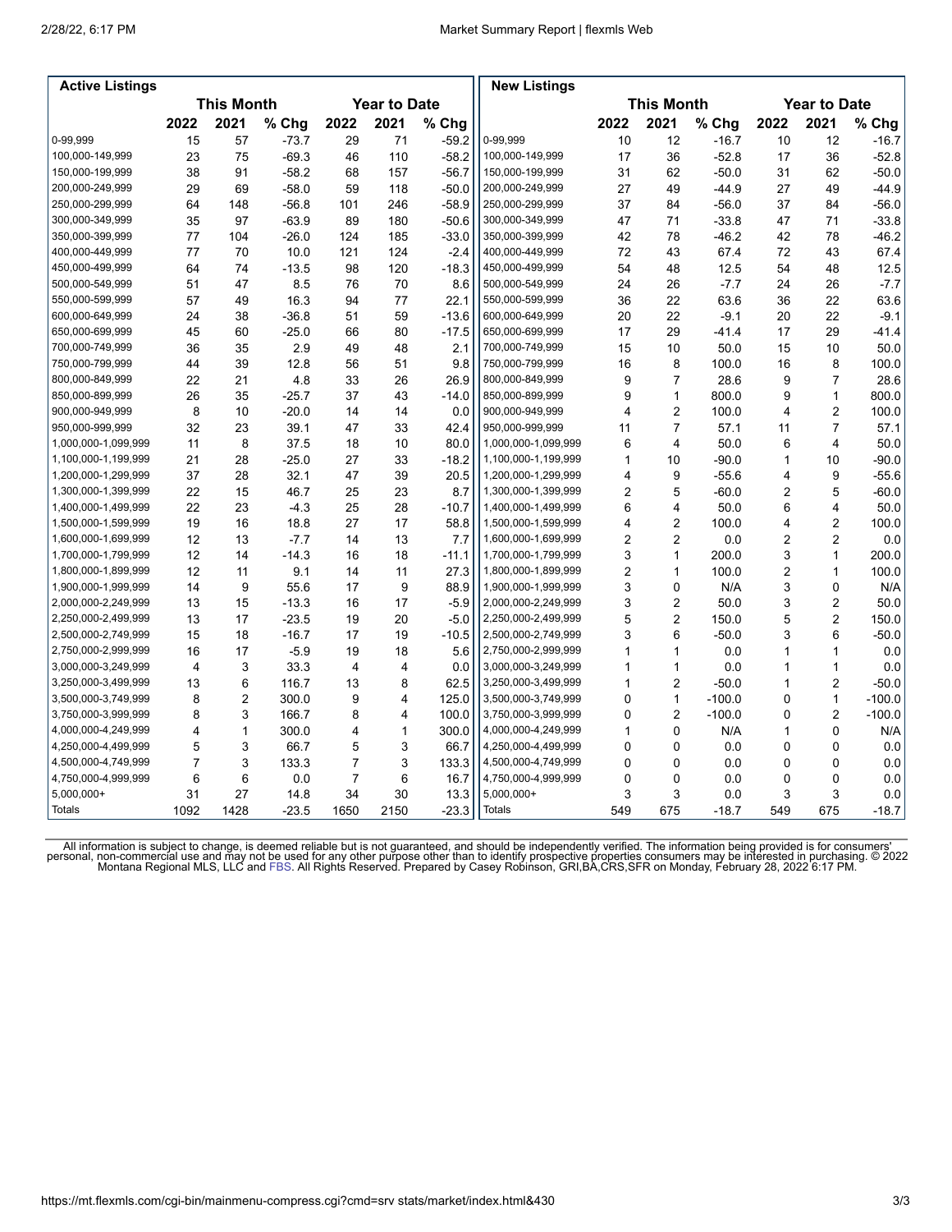## Active Listings

| | This Month | | | Year to Date | | |
|---|---|---|---|---|---|---|
| | 2022 | 2021 | % Chg | 2022 | 2021 | % Chg |
| 0-99,999 | 15 | 57 | -73.7 | 29 | 71 | -59.2 |
| 100,000-149,999 | 23 | 75 | -69.3 | 46 | 110 | -58.2 |
| 150,000-199,999 | 38 | 91 | -58.2 | 68 | 157 | -56.7 |
| 200,000-249,999 | 29 | 69 | -58.0 | 59 | 118 | -50.0 |
| 250,000-299,999 | 64 | 148 | -56.8 | 101 | 246 | -58.9 |
| 300,000-349,999 | 35 | 97 | -63.9 | 89 | 180 | -50.6 |
| 350,000-399,999 | 77 | 104 | -26.0 | 124 | 185 | -33.0 |
| 400,000-449,999 | 77 | 70 | 10.0 | 121 | 124 | -2.4 |
| 450,000-499,999 | 64 | 74 | -13.5 | 98 | 120 | -18.3 |
| 500,000-549,999 | 51 | 47 | 8.5 | 76 | 70 | 8.6 |
| 550,000-599,999 | 57 | 49 | 16.3 | 94 | 77 | 22.1 |
| 600,000-649,999 | 24 | 38 | -36.8 | 51 | 59 | -13.6 |
| 650,000-699,999 | 45 | 60 | -25.0 | 66 | 80 | -17.5 |
| 700,000-749,999 | 36 | 35 | 2.9 | 49 | 48 | 2.1 |
| 750,000-799,999 | 44 | 39 | 12.8 | 56 | 51 | 9.8 |
| 800,000-849,999 | 22 | 21 | 4.8 | 33 | 26 | 26.9 |
| 850,000-899,999 | 26 | 35 | -25.7 | 37 | 43 | -14.0 |
| 900,000-949,999 | 8 | 10 | -20.0 | 14 | 14 | 0.0 |
| 950,000-999,999 | 32 | 23 | 39.1 | 47 | 33 | 42.4 |
| 1,000,000-1,099,999 | 11 | 8 | 37.5 | 18 | 10 | 80.0 |
| 1,100,000-1,199,999 | 21 | 28 | -25.0 | 27 | 33 | -18.2 |
| 1,200,000-1,299,999 | 37 | 28 | 32.1 | 47 | 39 | 20.5 |
| 1,300,000-1,399,999 | 22 | 15 | 46.7 | 25 | 23 | 8.7 |
| 1,400,000-1,499,999 | 22 | 23 | -4.3 | 25 | 28 | -10.7 |
| 1,500,000-1,599,999 | 19 | 16 | 18.8 | 27 | 17 | 58.8 |
| 1,600,000-1,699,999 | 12 | 13 | -7.7 | 14 | 13 | 7.7 |
| 1,700,000-1,799,999 | 12 | 14 | -14.3 | 16 | 18 | -11.1 |
| 1,800,000-1,899,999 | 12 | 11 | 9.1 | 14 | 11 | 27.3 |
| 1,900,000-1,999,999 | 14 | 9 | 55.6 | 17 | 9 | 88.9 |
| 2,000,000-2,249,999 | 13 | 15 | -13.3 | 16 | 17 | -5.9 |
| 2,250,000-2,499,999 | 13 | 17 | -23.5 | 19 | 20 | -5.0 |
| 2,500,000-2,749,999 | 15 | 18 | -16.7 | 17 | 19 | -10.5 |
| 2,750,000-2,999,999 | 16 | 17 | -5.9 | 19 | 18 | 5.6 |
| 3,000,000-3,249,999 | 4 | 3 | 33.3 | 4 | 4 | 0.0 |
| 3,250,000-3,499,999 | 13 | 6 | 116.7 | 13 | 8 | 62.5 |
| 3,500,000-3,749,999 | 8 | 2 | 300.0 | 9 | 4 | 125.0 |
| 3,750,000-3,999,999 | 8 | 3 | 166.7 | 8 | 4 | 100.0 |
| 4,000,000-4,249,999 | 4 | 1 | 300.0 | 4 | 1 | 300.0 |
| 4,250,000-4,499,999 | 5 | 3 | 66.7 | 5 | 3 | 66.7 |
| 4,500,000-4,749,999 | 7 | 3 | 133.3 | 7 | 3 | 133.3 |
| 4,750,000-4,999,999 | 6 | 6 | 0.0 | 7 | 6 | 16.7 |
| 5,000,000+ | 31 | 27 | 14.8 | 34 | 30 | 13.3 |
| Totals | 1092 | 1428 | -23.5 | 1650 | 2150 | -23.3 |

## New Listings

| | This Month | | | Year to Date | | |
|---|---|---|---|---|---|---|
| | 2022 | 2021 | % Chg | 2022 | 2021 | % Chg |
| 0-99,999 | 10 | 12 | -16.7 | 10 | 12 | -16.7 |
| 100,000-149,999 | 17 | 36 | -52.8 | 17 | 36 | -52.8 |
| 150,000-199,999 | 31 | 62 | -50.0 | 31 | 62 | -50.0 |
| 200,000-249,999 | 27 | 49 | -44.9 | 27 | 49 | -44.9 |
| 250,000-299,999 | 37 | 84 | -56.0 | 37 | 84 | -56.0 |
| 300,000-349,999 | 47 | 71 | -33.8 | 47 | 71 | -33.8 |
| 350,000-399,999 | 42 | 78 | -46.2 | 42 | 78 | -46.2 |
| 400,000-449,999 | 72 | 43 | 67.4 | 72 | 43 | 67.4 |
| 450,000-499,999 | 54 | 48 | 12.5 | 54 | 48 | 12.5 |
| 500,000-549,999 | 24 | 26 | -7.7 | 24 | 26 | -7.7 |
| 550,000-599,999 | 36 | 22 | 63.6 | 36 | 22 | 63.6 |
| 600,000-649,999 | 20 | 22 | -9.1 | 20 | 22 | -9.1 |
| 650,000-699,999 | 17 | 29 | -41.4 | 17 | 29 | -41.4 |
| 700,000-749,999 | 15 | 10 | 50.0 | 15 | 10 | 50.0 |
| 750,000-799,999 | 16 | 8 | 100.0 | 16 | 8 | 100.0 |
| 800,000-849,999 | 9 | 7 | 28.6 | 9 | 7 | 28.6 |
| 850,000-899,999 | 9 | 1 | 800.0 | 9 | 1 | 800.0 |
| 900,000-949,999 | 4 | 2 | 100.0 | 4 | 2 | 100.0 |
| 950,000-999,999 | 11 | 7 | 57.1 | 11 | 7 | 57.1 |
| 1,000,000-1,099,999 | 6 | 4 | 50.0 | 6 | 4 | 50.0 |
| 1,100,000-1,199,999 | 1 | 10 | -90.0 | 1 | 10 | -90.0 |
| 1,200,000-1,299,999 | 4 | 9 | -55.6 | 4 | 9 | -55.6 |
| 1,300,000-1,399,999 | 2 | 5 | -60.0 | 2 | 5 | -60.0 |
| 1,400,000-1,499,999 | 6 | 4 | 50.0 | 6 | 4 | 50.0 |
| 1,500,000-1,599,999 | 4 | 2 | 100.0 | 4 | 2 | 100.0 |
| 1,600,000-1,699,999 | 2 | 2 | 0.0 | 2 | 2 | 0.0 |
| 1,700,000-1,799,999 | 3 | 1 | 200.0 | 3 | 1 | 200.0 |
| 1,800,000-1,899,999 | 2 | 1 | 100.0 | 2 | 1 | 100.0 |
| 1,900,000-1,999,999 | 3 | 0 | N/A | 3 | 0 | N/A |
| 2,000,000-2,249,999 | 3 | 2 | 50.0 | 3 | 2 | 50.0 |
| 2,250,000-2,499,999 | 5 | 2 | 150.0 | 5 | 2 | 150.0 |
| 2,500,000-2,749,999 | 3 | 6 | -50.0 | 3 | 6 | -50.0 |
| 2,750,000-2,999,999 | 1 | 1 | 0.0 | 1 | 1 | 0.0 |
| 3,000,000-3,249,999 | 1 | 1 | 0.0 | 1 | 1 | 0.0 |
| 3,250,000-3,499,999 | 1 | 2 | -50.0 | 1 | 2 | -50.0 |
| 3,500,000-3,749,999 | 0 | 1 | -100.0 | 0 | 1 | -100.0 |
| 3,750,000-3,999,999 | 0 | 2 | -100.0 | 0 | 2 | -100.0 |
| 4,000,000-4,249,999 | 1 | 0 | N/A | 1 | 0 | N/A |
| 4,250,000-4,499,999 | 0 | 0 | 0.0 | 0 | 0 | 0.0 |
| 4,500,000-4,749,999 | 0 | 0 | 0.0 | 0 | 0 | 0.0 |
| 4,750,000-4,999,999 | 0 | 0 | 0.0 | 0 | 0 | 0.0 |
| 5,000,000+ | 3 | 3 | 0.0 | 3 | 3 | 0.0 |
| Totals | 549 | 675 | -18.7 | 549 | 675 | -18.7 |

All information is subject to change, is deemed reliable but is not guaranteed, and should be independently verified. The information being provided is for consumers' personal, non-commercial use and may not be used for any other purpose other than to identify prospective properties consumers may be interested in purchasing. © 2022 Montana Regional MLS, LLC and FBS. All Rights Reserved. Prepared by Casey Robinson, GRI,BA,CRS,SFR on Monday, February 28, 2022 6:17 PM.